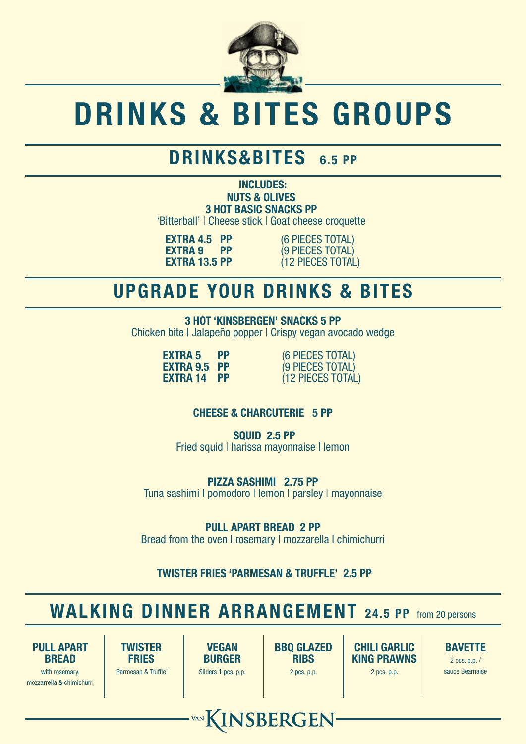# DRINKS & BITES GROUPS

## DRINKS&BITES 6.5 PP

**INCLUDES:**
**NUTS & OLIVES**
**3 HOT BASIC SNACKS PP**
'Bitterball' | Cheese stick | Goat cheese croquette

| | |
|---|---|
| **EXTRA 4.5 PP** | (6 PIECES TOTAL) |
| **EXTRA 9 PP** | (9 PIECES TOTAL) |
| **EXTRA 13.5 PP** | (12 PIECES TOTAL) |

## UPGRADE YOUR DRINKS & BITES

**3 HOT 'KINSBERGEN' SNACKS 5 PP**
Chicken bite | Jalapeño popper | Crispy vegan avocado wedge

| | |
|---|---|
| **EXTRA 5 PP** | (6 PIECES TOTAL) |
| **EXTRA 9.5 PP** | (9 PIECES TOTAL) |
| **EXTRA 14 PP** | (12 PIECES TOTAL) |

**CHEESE & CHARCUTERIE 5 PP**

**SQUID 2.5 PP**
Fried squid | harissa mayonnaise | lemon

**PIZZA SASHIMI 2.75 PP**
Tuna sashimi | pomodoro | lemon | parsley | mayonnaise

**PULL APART BREAD 2 PP**
Bread from the oven | rosemary | mozzarella | chimichurri

**TWISTER FRIES 'PARMESAN & TRUFFLE' 2.5 PP**

## WALKING DINNER ARRANGEMENT 24.5 PP from 20 persons

**PULL APART BREAD**
with rosemary, mozzarrella & chimichurri

**TWISTER FRIES**
'Parmesan & Truffle'

**VEGAN BURGER**
Sliders 1 pcs. p.p.

**BBQ GLAZED RIBS**
2 pcs. p.p.

**CHILI GARLIC KING PRAWNS**
2 pcs. p.p.

**BAVETTE**
2 pcs. p.p. / sauce Bearnaise

VAN KINSBERGEN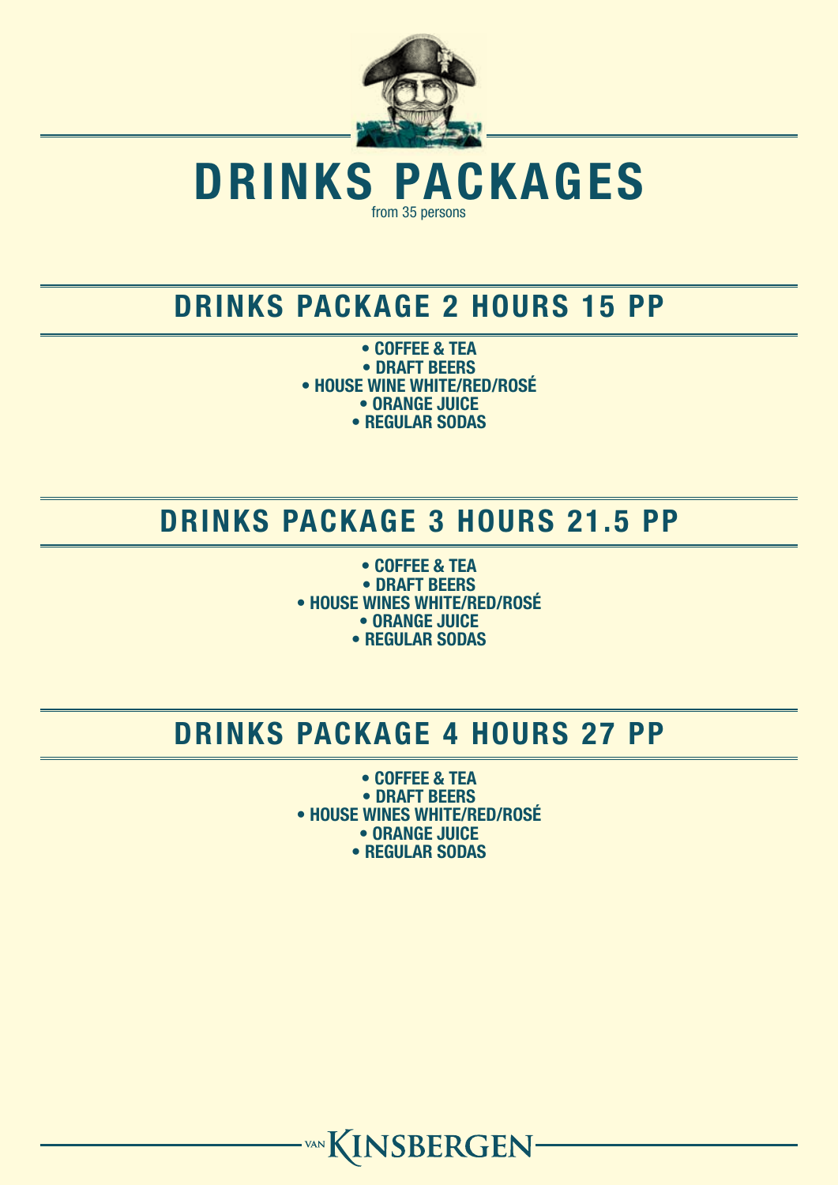# DRINKS PACKAGES

from 35 persons

## DRINKS PACKAGE 2 HOURS 15 PP

- COFFEE & TEA
- DRAFT BEERS
- HOUSE WINE WHITE/RED/ROSÉ
- ORANGE JUICE
- REGULAR SODAS

## DRINKS PACKAGE 3 HOURS 21.5 PP

- COFFEE & TEA
- DRAFT BEERS
- HOUSE WINES WHITE/RED/ROSÉ
- ORANGE JUICE
- REGULAR SODAS

## DRINKS PACKAGE 4 HOURS 27 PP

- COFFEE & TEA
- DRAFT BEERS
- HOUSE WINES WHITE/RED/ROSÉ
- ORANGE JUICE
- REGULAR SODAS

VAN KINSBERGEN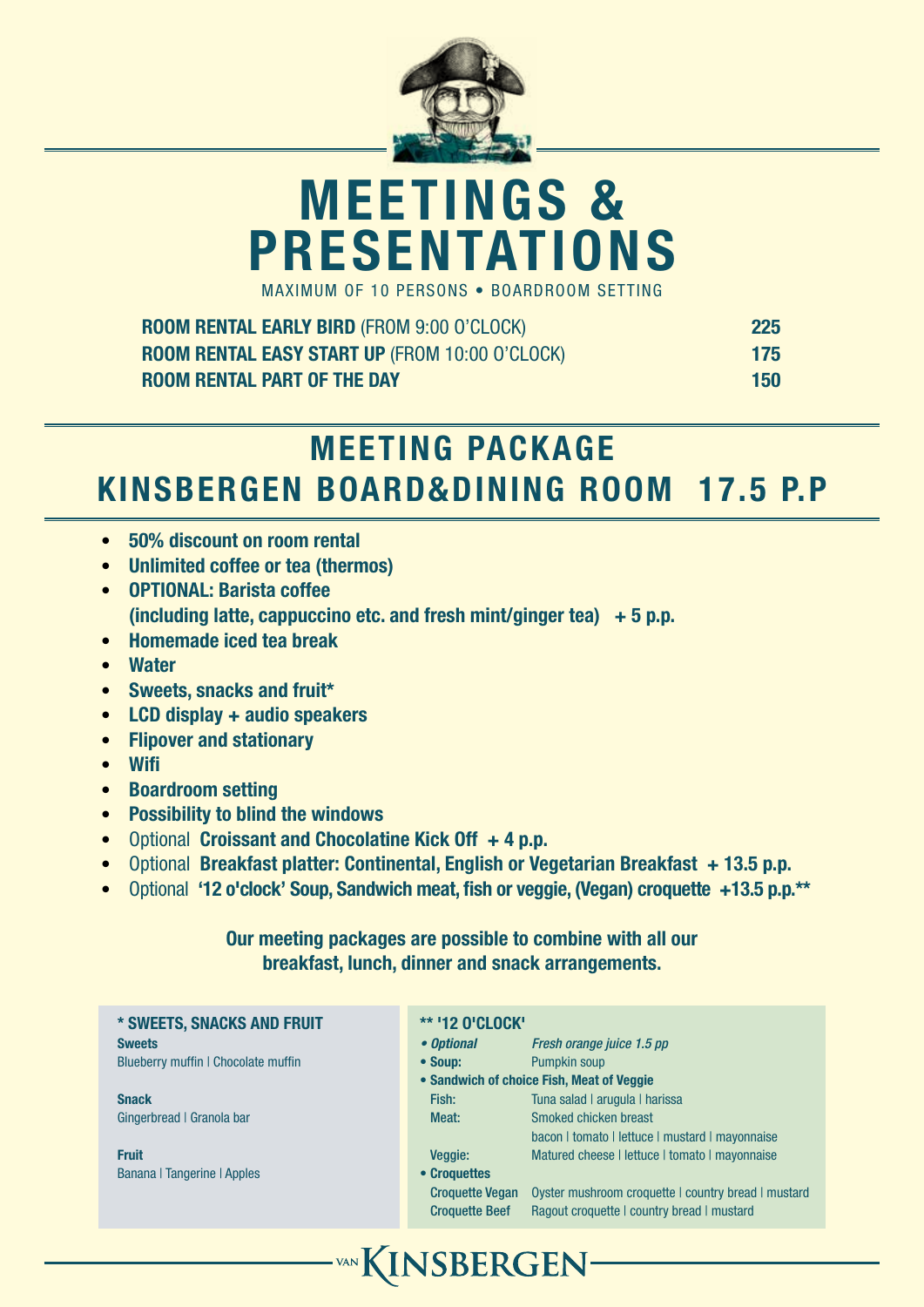# MEETINGS & PRESENTATIONS

MAXIMUM OF 10 PERSONS • BOARDROOM SETTING

| | |
|---|---|
| **ROOM RENTAL EARLY BIRD** (FROM 9:00 O'CLOCK) | **225** |
| **ROOM RENTAL EASY START UP** (FROM 10:00 O'CLOCK) | **175** |
| **ROOM RENTAL PART OF THE DAY** | **150** |

## MEETING PACKAGE
## KINSBERGEN BOARD&DINING ROOM 17.5 P.P

- **50% discount on room rental**
- **Unlimited coffee or tea (thermos)**
- **OPTIONAL: Barista coffee (including latte, cappuccino etc. and fresh mint/ginger tea) + 5 p.p.**
- **Homemade iced tea break**
- **Water**
- **Sweets, snacks and fruit***
- **LCD display + audio speakers**
- **Flipover and stationary**
- **Wifi**
- **Boardroom setting**
- **Possibility to blind the windows**
- Optional **Croissant and Chocolatine Kick Off + 4 p.p.**
- Optional **Breakfast platter: Continental, English or Vegetarian Breakfast + 13.5 p.p.**
- Optional **'12 o'clock' Soup, Sandwich meat, fish or veggie, (Vegan) croquette +13.5 p.p.****

**Our meeting packages are possible to combine with all our breakfast, lunch, dinner and snack arrangements.**

### * SWEETS, SNACKS AND FRUIT

**Sweets**
Blueberry muffin | Chocolate muffin

**Snack**
Gingerbread | Granola bar

**Fruit**
Banana | Tangerine | Apples

### ** '12 O'CLOCK'

- ***Optional*** *Fresh orange juice 1.5 pp*
- **Soup:** Pumpkin soup
- **Sandwich of choice Fish, Meat of Veggie**
  - **Fish:** Tuna salad | arugula | harissa
  - **Meat:** Smoked chicken breast bacon | tomato | lettuce | mustard | mayonnaise
  - **Veggie:** Matured cheese | lettuce | tomato | mayonnaise
- **Croquettes**
  - **Croquette Vegan** Oyster mushroom croquette | country bread | mustard
  - **Croquette Beef** Ragout croquette | country bread | mustard

VAN KINSBERGEN